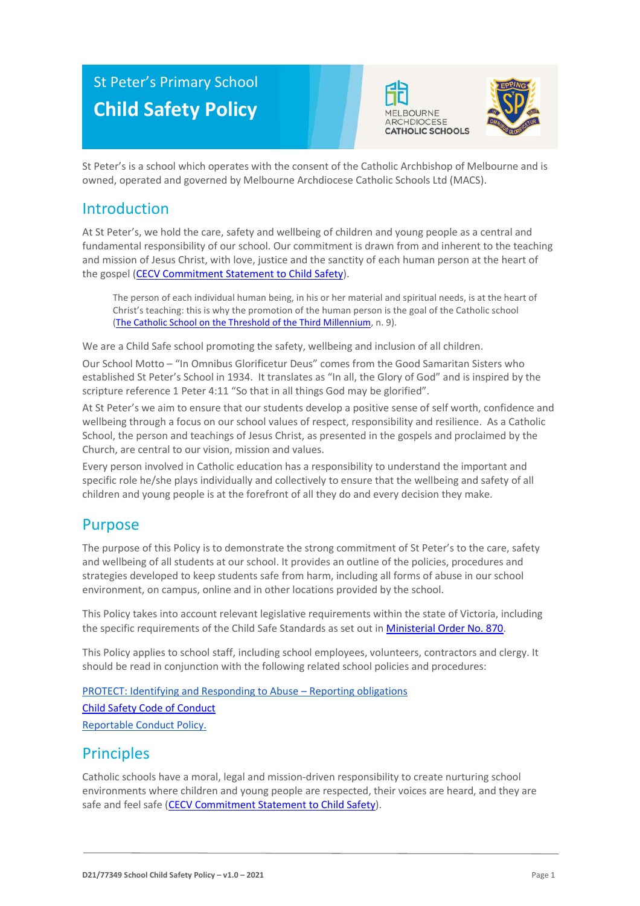St Peter's Primary School

# Child Safety Policy

St Peter's is a school which operates with the consent of the Catholic Archbishop of Melbourne and is owned, operated and governed by Melbourne Archdiocese Catholic Schools Ltd (MACS).

## Introduction

At St Peter's, we hold the care, safety and wellbeing of children and young people as a central and fundamental responsibility of our school. Our commitment is drawn from and inherent to the teaching and mission of Jesus Christ, with love, justice and the sanctity of each human person at the heart of the gospel (CECV Commitment Statement to Child Safety).

> The person of each individual human being, in his or her material and spiritual needs, is at the heart of Christ's teaching: this is why the promotion of the human person is the goal of the Catholic school (The Catholic School on the Threshold of the Third Millennium, n. 9).

We are a Child Safe school promoting the safety, wellbeing and inclusion of all children.

Our School Motto – "In Omnibus Glorificetur Deus" comes from the Good Samaritan Sisters who established St Peter's School in 1934. It translates as "In all, the Glory of God" and is inspired by the scripture reference 1 Peter 4:11 "So that in all things God may be glorified".

At St Peter's we aim to ensure that our students develop a positive sense of self worth, confidence and wellbeing through a focus on our school values of respect, responsibility and resilience. As a Catholic School, the person and teachings of Jesus Christ, as presented in the gospels and proclaimed by the Church, are central to our vision, mission and values.

Every person involved in Catholic education has a responsibility to understand the important and specific role he/she plays individually and collectively to ensure that the wellbeing and safety of all children and young people is at the forefront of all they do and every decision they make.

## Purpose

The purpose of this Policy is to demonstrate the strong commitment of St Peter's to the care, safety and wellbeing of all students at our school. It provides an outline of the policies, procedures and strategies developed to keep students safe from harm, including all forms of abuse in our school environment, on campus, online and in other locations provided by the school.

This Policy takes into account relevant legislative requirements within the state of Victoria, including the specific requirements of the Child Safe Standards as set out in Ministerial Order No. 870.

This Policy applies to school staff, including school employees, volunteers, contractors and clergy. It should be read in conjunction with the following related school policies and procedures:

PROTECT: Identifying and Responding to Abuse – Reporting obligations
Child Safety Code of Conduct
Reportable Conduct Policy.

## Principles

Catholic schools have a moral, legal and mission-driven responsibility to create nurturing school environments where children and young people are respected, their voices are heard, and they are safe and feel safe (CECV Commitment Statement to Child Safety).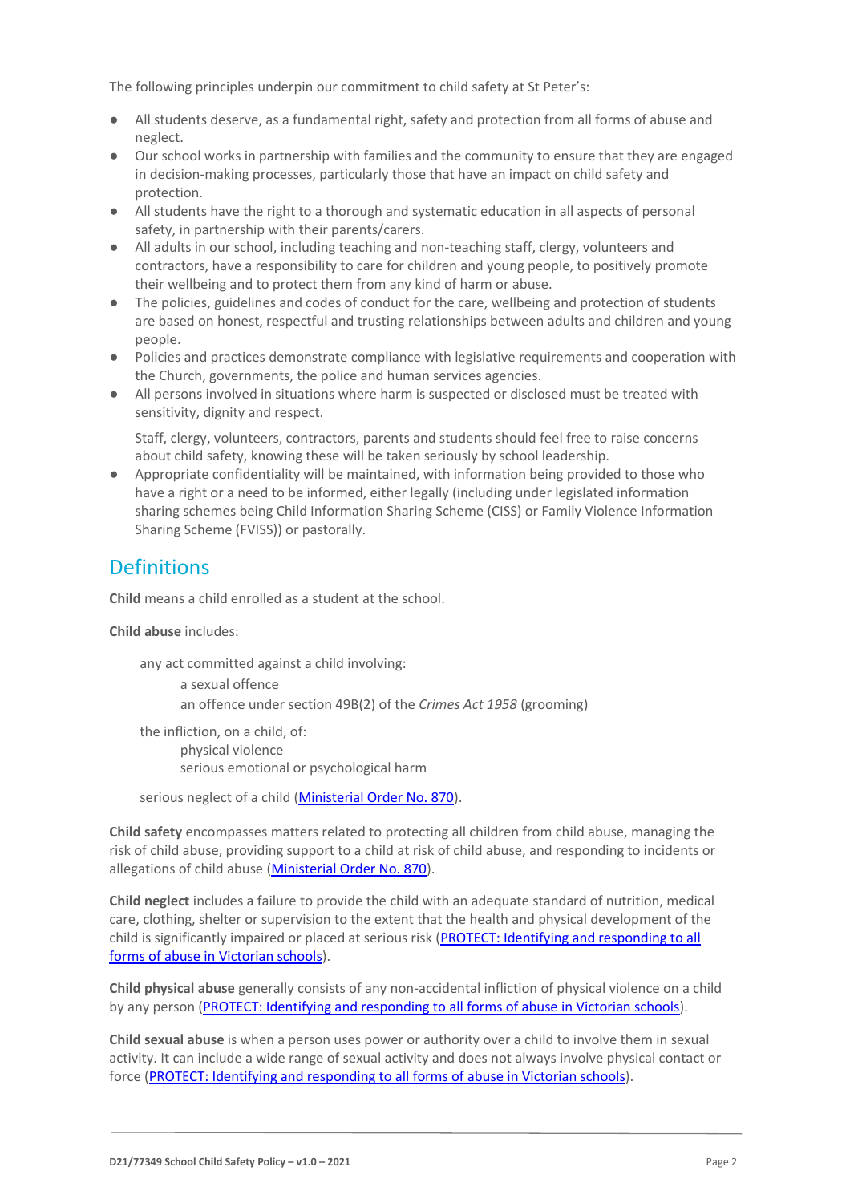The following principles underpin our commitment to child safety at St Peter's:

- All students deserve, as a fundamental right, safety and protection from all forms of abuse and neglect.
- Our school works in partnership with families and the community to ensure that they are engaged in decision-making processes, particularly those that have an impact on child safety and protection.
- All students have the right to a thorough and systematic education in all aspects of personal safety, in partnership with their parents/carers.
- All adults in our school, including teaching and non-teaching staff, clergy, volunteers and contractors, have a responsibility to care for children and young people, to positively promote their wellbeing and to protect them from any kind of harm or abuse.
- The policies, guidelines and codes of conduct for the care, wellbeing and protection of students are based on honest, respectful and trusting relationships between adults and children and young people.
- Policies and practices demonstrate compliance with legislative requirements and cooperation with the Church, governments, the police and human services agencies.
- All persons involved in situations where harm is suspected or disclosed must be treated with sensitivity, dignity and respect.

  Staff, clergy, volunteers, contractors, parents and students should feel free to raise concerns about child safety, knowing these will be taken seriously by school leadership.
- Appropriate confidentiality will be maintained, with information being provided to those who have a right or a need to be informed, either legally (including under legislated information sharing schemes being Child Information Sharing Scheme (CISS) or Family Violence Information Sharing Scheme (FVISS)) or pastorally.

## Definitions

**Child** means a child enrolled as a student at the school.

**Child abuse** includes:

> any act committed against a child involving:
>
> > a sexual offence
> >
> > an offence under section 49B(2) of the *Crimes Act 1958* (grooming)
>
> the infliction, on a child, of:
>
> > physical violence
> >
> > serious emotional or psychological harm
>
> serious neglect of a child (Ministerial Order No. 870).

**Child safety** encompasses matters related to protecting all children from child abuse, managing the risk of child abuse, providing support to a child at risk of child abuse, and responding to incidents or allegations of child abuse (Ministerial Order No. 870).

**Child neglect** includes a failure to provide the child with an adequate standard of nutrition, medical care, clothing, shelter or supervision to the extent that the health and physical development of the child is significantly impaired or placed at serious risk (PROTECT: Identifying and responding to all forms of abuse in Victorian schools).

**Child physical abuse** generally consists of any non-accidental infliction of physical violence on a child by any person (PROTECT: Identifying and responding to all forms of abuse in Victorian schools).

**Child sexual abuse** is when a person uses power or authority over a child to involve them in sexual activity. It can include a wide range of sexual activity and does not always involve physical contact or force (PROTECT: Identifying and responding to all forms of abuse in Victorian schools).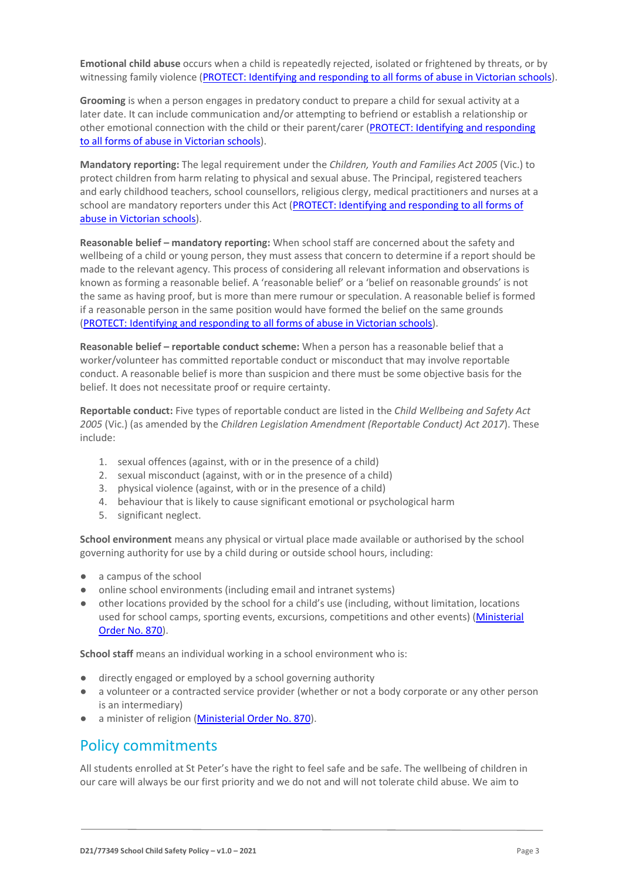**Emotional child abuse** occurs when a child is repeatedly rejected, isolated or frightened by threats, or by witnessing family violence (PROTECT: Identifying and responding to all forms of abuse in Victorian schools).

**Grooming** is when a person engages in predatory conduct to prepare a child for sexual activity at a later date. It can include communication and/or attempting to befriend or establish a relationship or other emotional connection with the child or their parent/carer (PROTECT: Identifying and responding to all forms of abuse in Victorian schools).

**Mandatory reporting:** The legal requirement under the *Children, Youth and Families Act 2005* (Vic.) to protect children from harm relating to physical and sexual abuse. The Principal, registered teachers and early childhood teachers, school counsellors, religious clergy, medical practitioners and nurses at a school are mandatory reporters under this Act (PROTECT: Identifying and responding to all forms of abuse in Victorian schools).

**Reasonable belief – mandatory reporting:** When school staff are concerned about the safety and wellbeing of a child or young person, they must assess that concern to determine if a report should be made to the relevant agency. This process of considering all relevant information and observations is known as forming a reasonable belief. A 'reasonable belief' or a 'belief on reasonable grounds' is not the same as having proof, but is more than mere rumour or speculation. A reasonable belief is formed if a reasonable person in the same position would have formed the belief on the same grounds (PROTECT: Identifying and responding to all forms of abuse in Victorian schools).

**Reasonable belief – reportable conduct scheme:** When a person has a reasonable belief that a worker/volunteer has committed reportable conduct or misconduct that may involve reportable conduct. A reasonable belief is more than suspicion and there must be some objective basis for the belief. It does not necessitate proof or require certainty.

**Reportable conduct:** Five types of reportable conduct are listed in the *Child Wellbeing and Safety Act 2005* (Vic.) (as amended by the *Children Legislation Amendment (Reportable Conduct) Act 2017*). These include:

1. sexual offences (against, with or in the presence of a child)
2. sexual misconduct (against, with or in the presence of a child)
3. physical violence (against, with or in the presence of a child)
4. behaviour that is likely to cause significant emotional or psychological harm
5. significant neglect.

**School environment** means any physical or virtual place made available or authorised by the school governing authority for use by a child during or outside school hours, including:

- a campus of the school
- online school environments (including email and intranet systems)
- other locations provided by the school for a child's use (including, without limitation, locations used for school camps, sporting events, excursions, competitions and other events) (Ministerial Order No. 870).

**School staff** means an individual working in a school environment who is:

- directly engaged or employed by a school governing authority
- a volunteer or a contracted service provider (whether or not a body corporate or any other person is an intermediary)
- a minister of religion (Ministerial Order No. 870).

## Policy commitments

All students enrolled at St Peter's have the right to feel safe and be safe. The wellbeing of children in our care will always be our first priority and we do not and will not tolerate child abuse. We aim to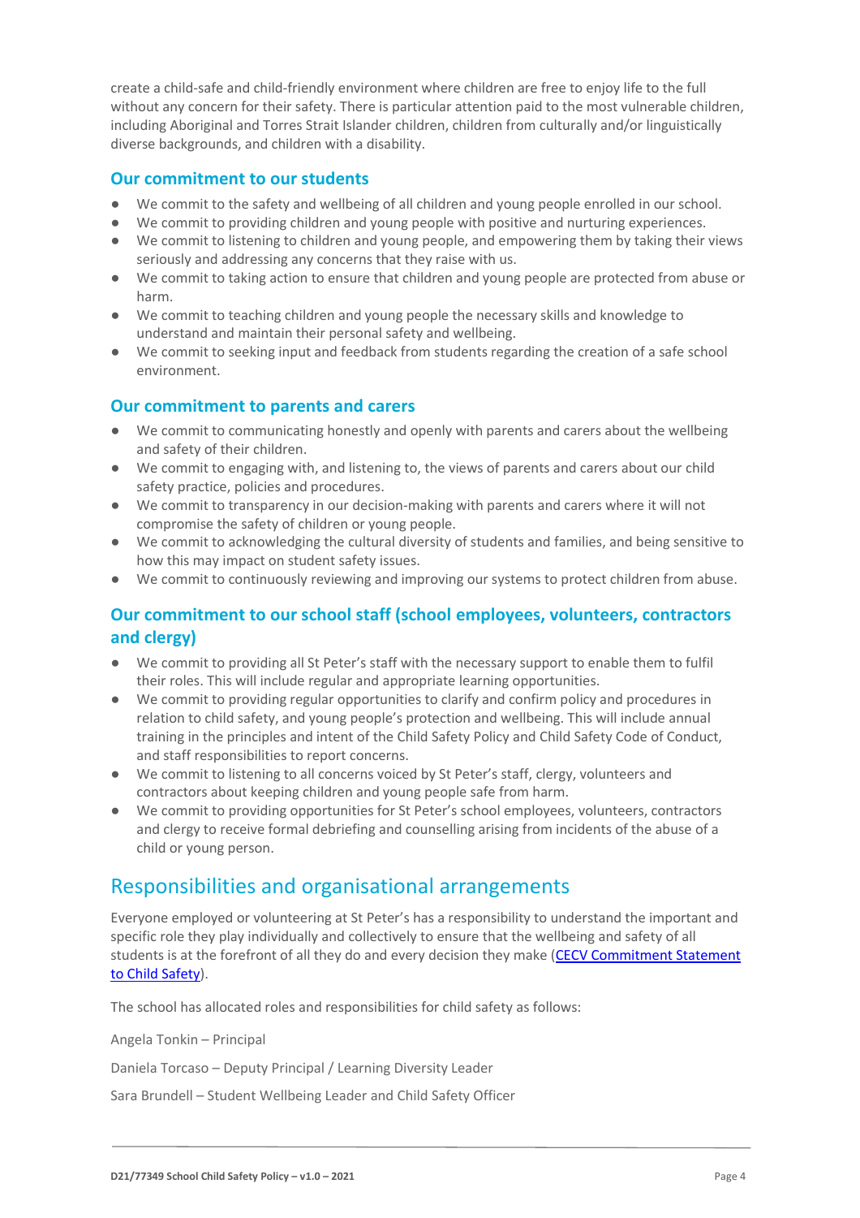create a child-safe and child-friendly environment where children are free to enjoy life to the full without any concern for their safety. There is particular attention paid to the most vulnerable children, including Aboriginal and Torres Strait Islander children, children from culturally and/or linguistically diverse backgrounds, and children with a disability.

### Our commitment to our students

- We commit to the safety and wellbeing of all children and young people enrolled in our school.
- We commit to providing children and young people with positive and nurturing experiences.
- We commit to listening to children and young people, and empowering them by taking their views seriously and addressing any concerns that they raise with us.
- We commit to taking action to ensure that children and young people are protected from abuse or harm.
- We commit to teaching children and young people the necessary skills and knowledge to understand and maintain their personal safety and wellbeing.
- We commit to seeking input and feedback from students regarding the creation of a safe school environment.

### Our commitment to parents and carers

- We commit to communicating honestly and openly with parents and carers about the wellbeing and safety of their children.
- We commit to engaging with, and listening to, the views of parents and carers about our child safety practice, policies and procedures.
- We commit to transparency in our decision-making with parents and carers where it will not compromise the safety of children or young people.
- We commit to acknowledging the cultural diversity of students and families, and being sensitive to how this may impact on student safety issues.
- We commit to continuously reviewing and improving our systems to protect children from abuse.

### Our commitment to our school staff (school employees, volunteers, contractors and clergy)

- We commit to providing all St Peter's staff with the necessary support to enable them to fulfil their roles. This will include regular and appropriate learning opportunities.
- We commit to providing regular opportunities to clarify and confirm policy and procedures in relation to child safety, and young people's protection and wellbeing. This will include annual training in the principles and intent of the Child Safety Policy and Child Safety Code of Conduct, and staff responsibilities to report concerns.
- We commit to listening to all concerns voiced by St Peter's staff, clergy, volunteers and contractors about keeping children and young people safe from harm.
- We commit to providing opportunities for St Peter's school employees, volunteers, contractors and clergy to receive formal debriefing and counselling arising from incidents of the abuse of a child or young person.

## Responsibilities and organisational arrangements

Everyone employed or volunteering at St Peter's has a responsibility to understand the important and specific role they play individually and collectively to ensure that the wellbeing and safety of all students is at the forefront of all they do and every decision they make (CECV Commitment Statement to Child Safety).

The school has allocated roles and responsibilities for child safety as follows:

Angela Tonkin – Principal

Daniela Torcaso – Deputy Principal / Learning Diversity Leader

Sara Brundell – Student Wellbeing Leader and Child Safety Officer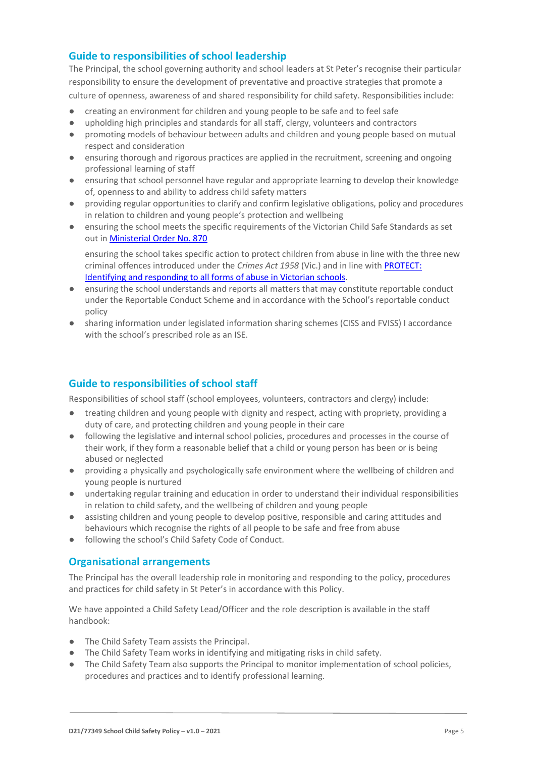## Guide to responsibilities of school leadership

The Principal, the school governing authority and school leaders at St Peter's recognise their particular responsibility to ensure the development of preventative and proactive strategies that promote a culture of openness, awareness of and shared responsibility for child safety. Responsibilities include:

- creating an environment for children and young people to be safe and to feel safe
- upholding high principles and standards for all staff, clergy, volunteers and contractors
- promoting models of behaviour between adults and children and young people based on mutual respect and consideration
- ensuring thorough and rigorous practices are applied in the recruitment, screening and ongoing professional learning of staff
- ensuring that school personnel have regular and appropriate learning to develop their knowledge of, openness to and ability to address child safety matters
- providing regular opportunities to clarify and confirm legislative obligations, policy and procedures in relation to children and young people's protection and wellbeing
- ensuring the school meets the specific requirements of the Victorian Child Safe Standards as set out in [Ministerial Order No. 870]

  ensuring the school takes specific action to protect children from abuse in line with the three new criminal offences introduced under the *Crimes Act 1958* (Vic.) and in line with [PROTECT: Identifying and responding to all forms of abuse in Victorian schools].
- ensuring the school understands and reports all matters that may constitute reportable conduct under the Reportable Conduct Scheme and in accordance with the School's reportable conduct policy
- sharing information under legislated information sharing schemes (CISS and FVISS) I accordance with the school's prescribed role as an ISE.

## Guide to responsibilities of school staff

Responsibilities of school staff (school employees, volunteers, contractors and clergy) include:

- treating children and young people with dignity and respect, acting with propriety, providing a duty of care, and protecting children and young people in their care
- following the legislative and internal school policies, procedures and processes in the course of their work, if they form a reasonable belief that a child or young person has been or is being abused or neglected
- providing a physically and psychologically safe environment where the wellbeing of children and young people is nurtured
- undertaking regular training and education in order to understand their individual responsibilities in relation to child safety, and the wellbeing of children and young people
- assisting children and young people to develop positive, responsible and caring attitudes and behaviours which recognise the rights of all people to be safe and free from abuse
- following the school's Child Safety Code of Conduct.

## Organisational arrangements

The Principal has the overall leadership role in monitoring and responding to the policy, procedures and practices for child safety in St Peter's in accordance with this Policy.

We have appointed a Child Safety Lead/Officer and the role description is available in the staff handbook:

- The Child Safety Team assists the Principal.
- The Child Safety Team works in identifying and mitigating risks in child safety.
- The Child Safety Team also supports the Principal to monitor implementation of school policies, procedures and practices and to identify professional learning.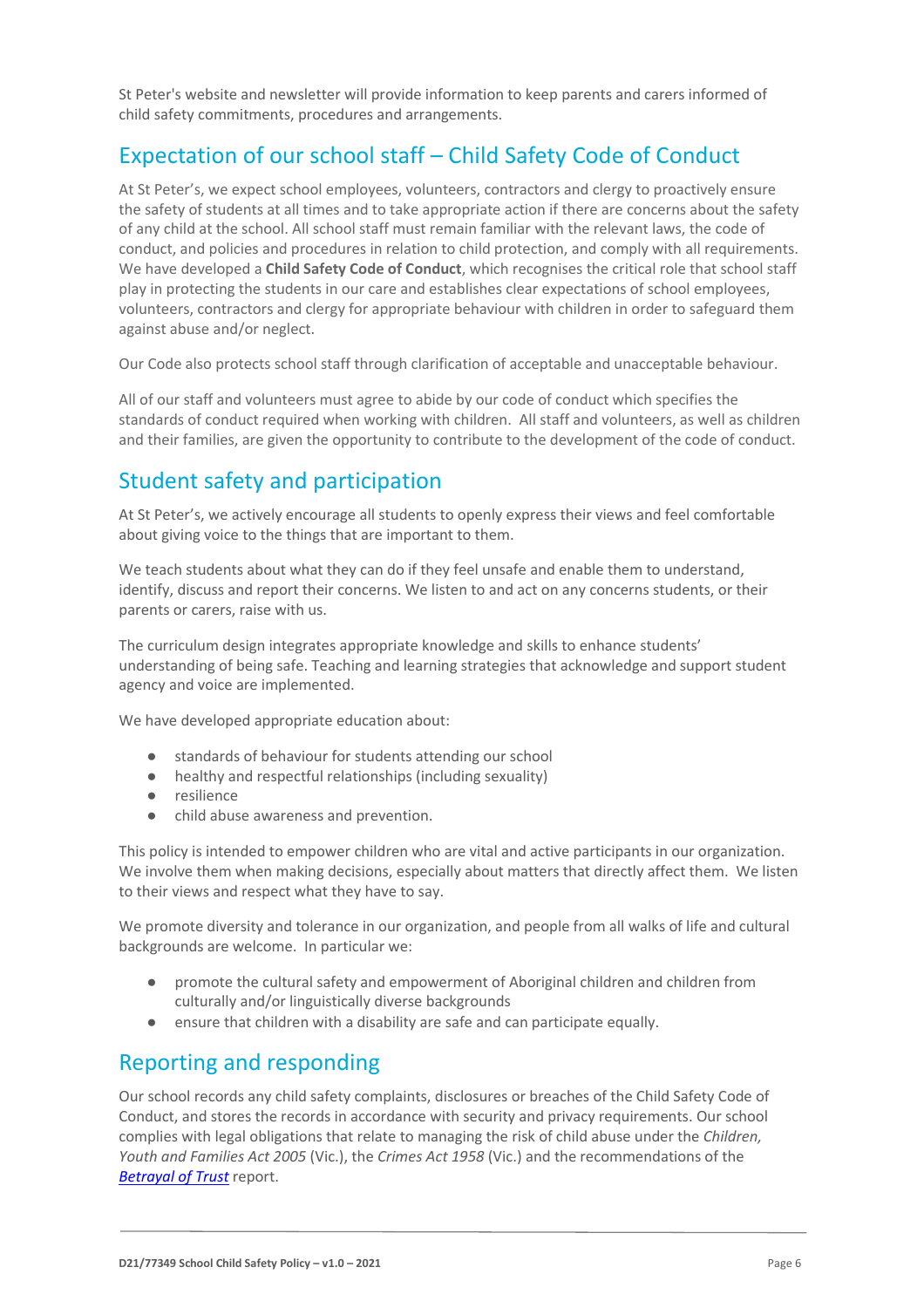St Peter's website and newsletter will provide information to keep parents and carers informed of child safety commitments, procedures and arrangements.

## Expectation of our school staff – Child Safety Code of Conduct

At St Peter's, we expect school employees, volunteers, contractors and clergy to proactively ensure the safety of students at all times and to take appropriate action if there are concerns about the safety of any child at the school. All school staff must remain familiar with the relevant laws, the code of conduct, and policies and procedures in relation to child protection, and comply with all requirements. We have developed a **Child Safety Code of Conduct**, which recognises the critical role that school staff play in protecting the students in our care and establishes clear expectations of school employees, volunteers, contractors and clergy for appropriate behaviour with children in order to safeguard them against abuse and/or neglect.

Our Code also protects school staff through clarification of acceptable and unacceptable behaviour.

All of our staff and volunteers must agree to abide by our code of conduct which specifies the standards of conduct required when working with children. All staff and volunteers, as well as children and their families, are given the opportunity to contribute to the development of the code of conduct.

## Student safety and participation

At St Peter's, we actively encourage all students to openly express their views and feel comfortable about giving voice to the things that are important to them.

We teach students about what they can do if they feel unsafe and enable them to understand, identify, discuss and report their concerns. We listen to and act on any concerns students, or their parents or carers, raise with us.

The curriculum design integrates appropriate knowledge and skills to enhance students' understanding of being safe. Teaching and learning strategies that acknowledge and support student agency and voice are implemented.

We have developed appropriate education about:

- standards of behaviour for students attending our school
- healthy and respectful relationships (including sexuality)
- resilience
- child abuse awareness and prevention.

This policy is intended to empower children who are vital and active participants in our organization. We involve them when making decisions, especially about matters that directly affect them. We listen to their views and respect what they have to say.

We promote diversity and tolerance in our organization, and people from all walks of life and cultural backgrounds are welcome. In particular we:

- promote the cultural safety and empowerment of Aboriginal children and children from culturally and/or linguistically diverse backgrounds
- ensure that children with a disability are safe and can participate equally.

## Reporting and responding

Our school records any child safety complaints, disclosures or breaches of the Child Safety Code of Conduct, and stores the records in accordance with security and privacy requirements. Our school complies with legal obligations that relate to managing the risk of child abuse under the *Children, Youth and Families Act 2005* (Vic.), the *Crimes Act 1958* (Vic.) and the recommendations of the *Betrayal of Trust* report.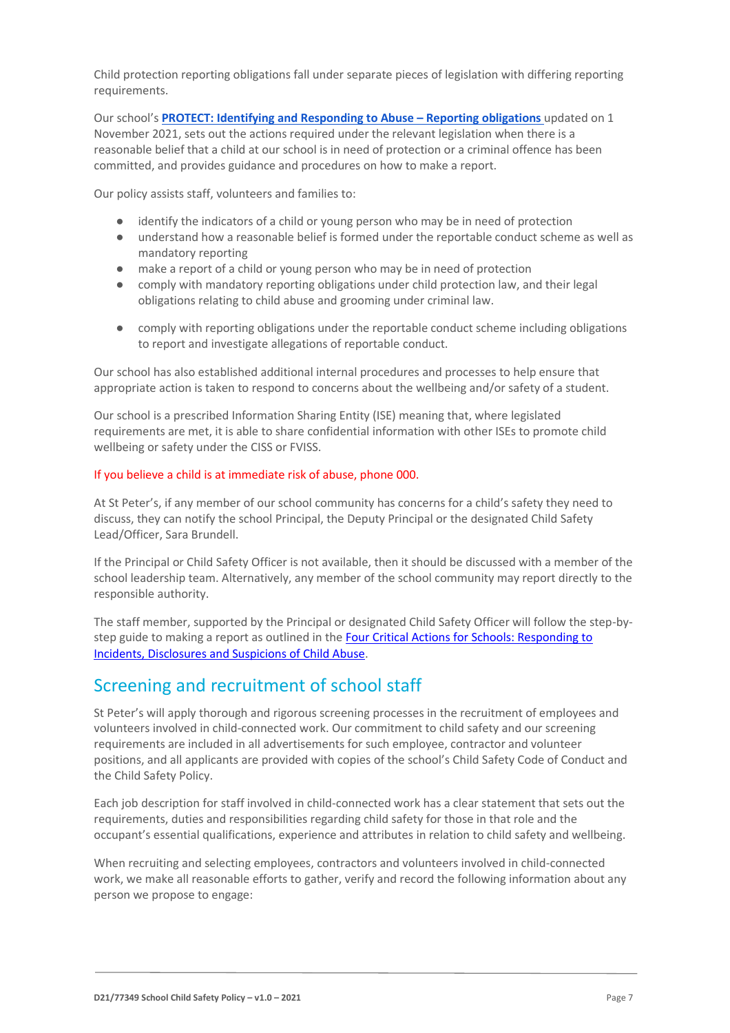Child protection reporting obligations fall under separate pieces of legislation with differing reporting requirements.

Our school's **PROTECT: Identifying and Responding to Abuse – Reporting obligations** updated on 1 November 2021, sets out the actions required under the relevant legislation when there is a reasonable belief that a child at our school is in need of protection or a criminal offence has been committed, and provides guidance and procedures on how to make a report.

Our policy assists staff, volunteers and families to:

- identify the indicators of a child or young person who may be in need of protection
- understand how a reasonable belief is formed under the reportable conduct scheme as well as mandatory reporting
- make a report of a child or young person who may be in need of protection
- comply with mandatory reporting obligations under child protection law, and their legal obligations relating to child abuse and grooming under criminal law.
- comply with reporting obligations under the reportable conduct scheme including obligations to report and investigate allegations of reportable conduct.

Our school has also established additional internal procedures and processes to help ensure that appropriate action is taken to respond to concerns about the wellbeing and/or safety of a student.

Our school is a prescribed Information Sharing Entity (ISE) meaning that, where legislated requirements are met, it is able to share confidential information with other ISEs to promote child wellbeing or safety under the CISS or FVISS.

If you believe a child is at immediate risk of abuse, phone 000.

At St Peter's, if any member of our school community has concerns for a child's safety they need to discuss, they can notify the school Principal, the Deputy Principal or the designated Child Safety Lead/Officer, Sara Brundell.

If the Principal or Child Safety Officer is not available, then it should be discussed with a member of the school leadership team. Alternatively, any member of the school community may report directly to the responsible authority.

The staff member, supported by the Principal or designated Child Safety Officer will follow the step-by-step guide to making a report as outlined in the Four Critical Actions for Schools: Responding to Incidents, Disclosures and Suspicions of Child Abuse.

## Screening and recruitment of school staff

St Peter's will apply thorough and rigorous screening processes in the recruitment of employees and volunteers involved in child-connected work. Our commitment to child safety and our screening requirements are included in all advertisements for such employee, contractor and volunteer positions, and all applicants are provided with copies of the school's Child Safety Code of Conduct and the Child Safety Policy.

Each job description for staff involved in child-connected work has a clear statement that sets out the requirements, duties and responsibilities regarding child safety for those in that role and the occupant's essential qualifications, experience and attributes in relation to child safety and wellbeing.

When recruiting and selecting employees, contractors and volunteers involved in child-connected work, we make all reasonable efforts to gather, verify and record the following information about any person we propose to engage: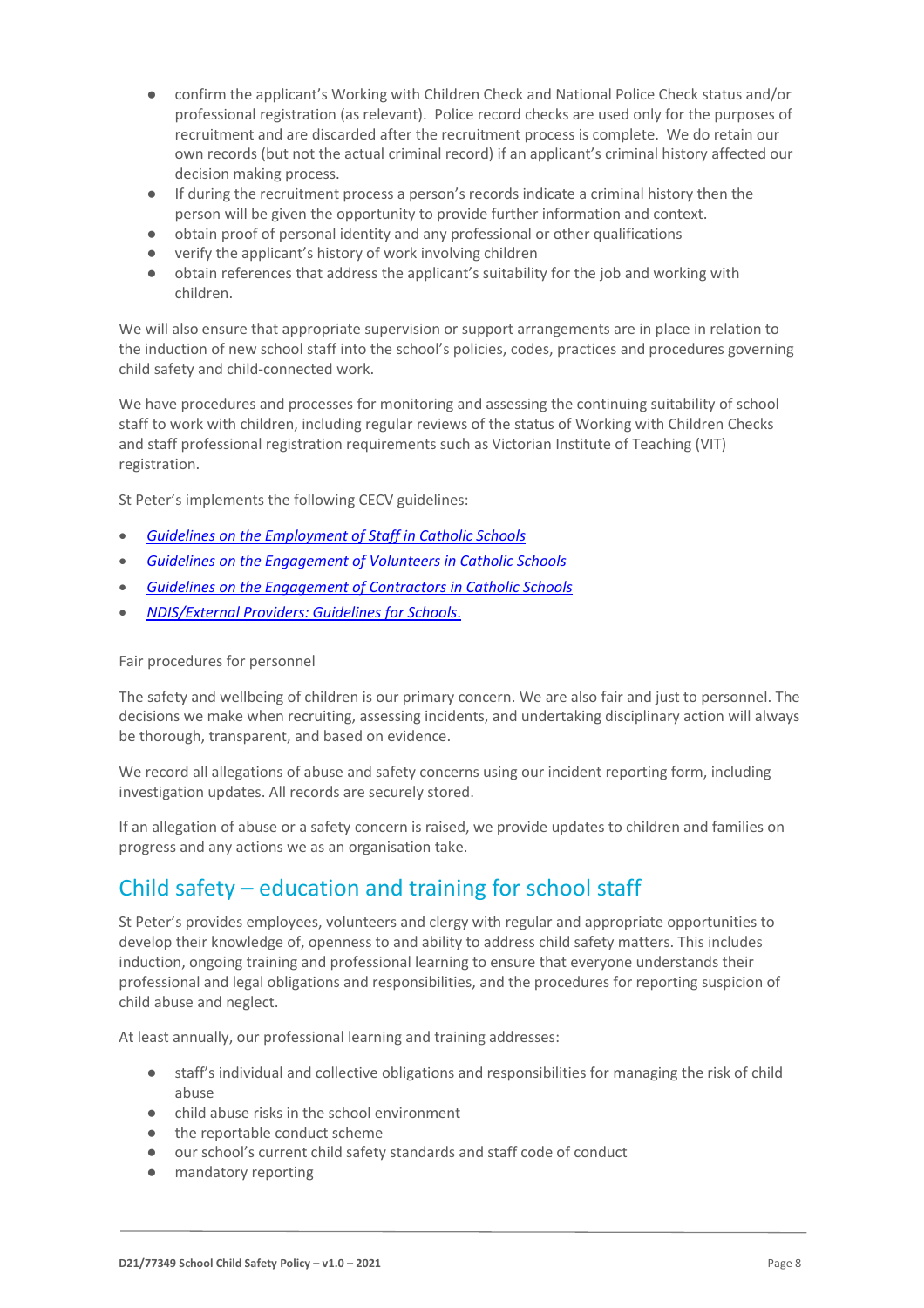- confirm the applicant's Working with Children Check and National Police Check status and/or professional registration (as relevant). Police record checks are used only for the purposes of recruitment and are discarded after the recruitment process is complete. We do retain our own records (but not the actual criminal record) if an applicant's criminal history affected our decision making process.
- If during the recruitment process a person's records indicate a criminal history then the person will be given the opportunity to provide further information and context.
- obtain proof of personal identity and any professional or other qualifications
- verify the applicant's history of work involving children
- obtain references that address the applicant's suitability for the job and working with children.

We will also ensure that appropriate supervision or support arrangements are in place in relation to the induction of new school staff into the school's policies, codes, practices and procedures governing child safety and child-connected work.

We have procedures and processes for monitoring and assessing the continuing suitability of school staff to work with children, including regular reviews of the status of Working with Children Checks and staff professional registration requirements such as Victorian Institute of Teaching (VIT) registration.

St Peter's implements the following CECV guidelines:

- *Guidelines on the Employment of Staff in Catholic Schools*
- *Guidelines on the Engagement of Volunteers in Catholic Schools*
- *Guidelines on the Engagement of Contractors in Catholic Schools*
- *NDIS/External Providers: Guidelines for Schools.*

Fair procedures for personnel

The safety and wellbeing of children is our primary concern. We are also fair and just to personnel. The decisions we make when recruiting, assessing incidents, and undertaking disciplinary action will always be thorough, transparent, and based on evidence.

We record all allegations of abuse and safety concerns using our incident reporting form, including investigation updates. All records are securely stored.

If an allegation of abuse or a safety concern is raised, we provide updates to children and families on progress and any actions we as an organisation take.

## Child safety – education and training for school staff

St Peter's provides employees, volunteers and clergy with regular and appropriate opportunities to develop their knowledge of, openness to and ability to address child safety matters. This includes induction, ongoing training and professional learning to ensure that everyone understands their professional and legal obligations and responsibilities, and the procedures for reporting suspicion of child abuse and neglect.

At least annually, our professional learning and training addresses:

- staff's individual and collective obligations and responsibilities for managing the risk of child abuse
- child abuse risks in the school environment
- the reportable conduct scheme
- our school's current child safety standards and staff code of conduct
- mandatory reporting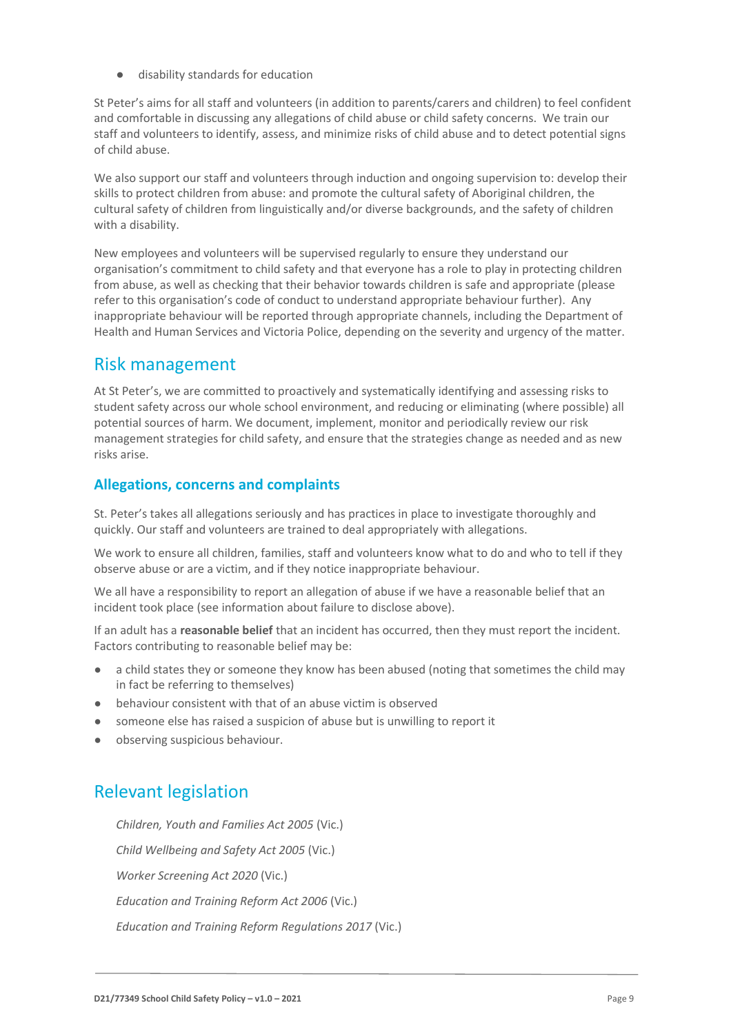- disability standards for education

St Peter's aims for all staff and volunteers (in addition to parents/carers and children) to feel confident and comfortable in discussing any allegations of child abuse or child safety concerns. We train our staff and volunteers to identify, assess, and minimize risks of child abuse and to detect potential signs of child abuse.

We also support our staff and volunteers through induction and ongoing supervision to: develop their skills to protect children from abuse: and promote the cultural safety of Aboriginal children, the cultural safety of children from linguistically and/or diverse backgrounds, and the safety of children with a disability.

New employees and volunteers will be supervised regularly to ensure they understand our organisation's commitment to child safety and that everyone has a role to play in protecting children from abuse, as well as checking that their behavior towards children is safe and appropriate (please refer to this organisation's code of conduct to understand appropriate behaviour further). Any inappropriate behaviour will be reported through appropriate channels, including the Department of Health and Human Services and Victoria Police, depending on the severity and urgency of the matter.

## Risk management

At St Peter's, we are committed to proactively and systematically identifying and assessing risks to student safety across our whole school environment, and reducing or eliminating (where possible) all potential sources of harm. We document, implement, monitor and periodically review our risk management strategies for child safety, and ensure that the strategies change as needed and as new risks arise.

### Allegations, concerns and complaints

St. Peter's takes all allegations seriously and has practices in place to investigate thoroughly and quickly. Our staff and volunteers are trained to deal appropriately with allegations.

We work to ensure all children, families, staff and volunteers know what to do and who to tell if they observe abuse or are a victim, and if they notice inappropriate behaviour.

We all have a responsibility to report an allegation of abuse if we have a reasonable belief that an incident took place (see information about failure to disclose above).

If an adult has a **reasonable belief** that an incident has occurred, then they must report the incident. Factors contributing to reasonable belief may be:

- a child states they or someone they know has been abused (noting that sometimes the child may in fact be referring to themselves)
- behaviour consistent with that of an abuse victim is observed
- someone else has raised a suspicion of abuse but is unwilling to report it
- observing suspicious behaviour.

## Relevant legislation

*Children, Youth and Families Act 2005* (Vic.)

*Child Wellbeing and Safety Act 2005* (Vic.)

*Worker Screening Act 2020* (Vic.)

*Education and Training Reform Act 2006* (Vic.)

*Education and Training Reform Regulations 2017* (Vic.)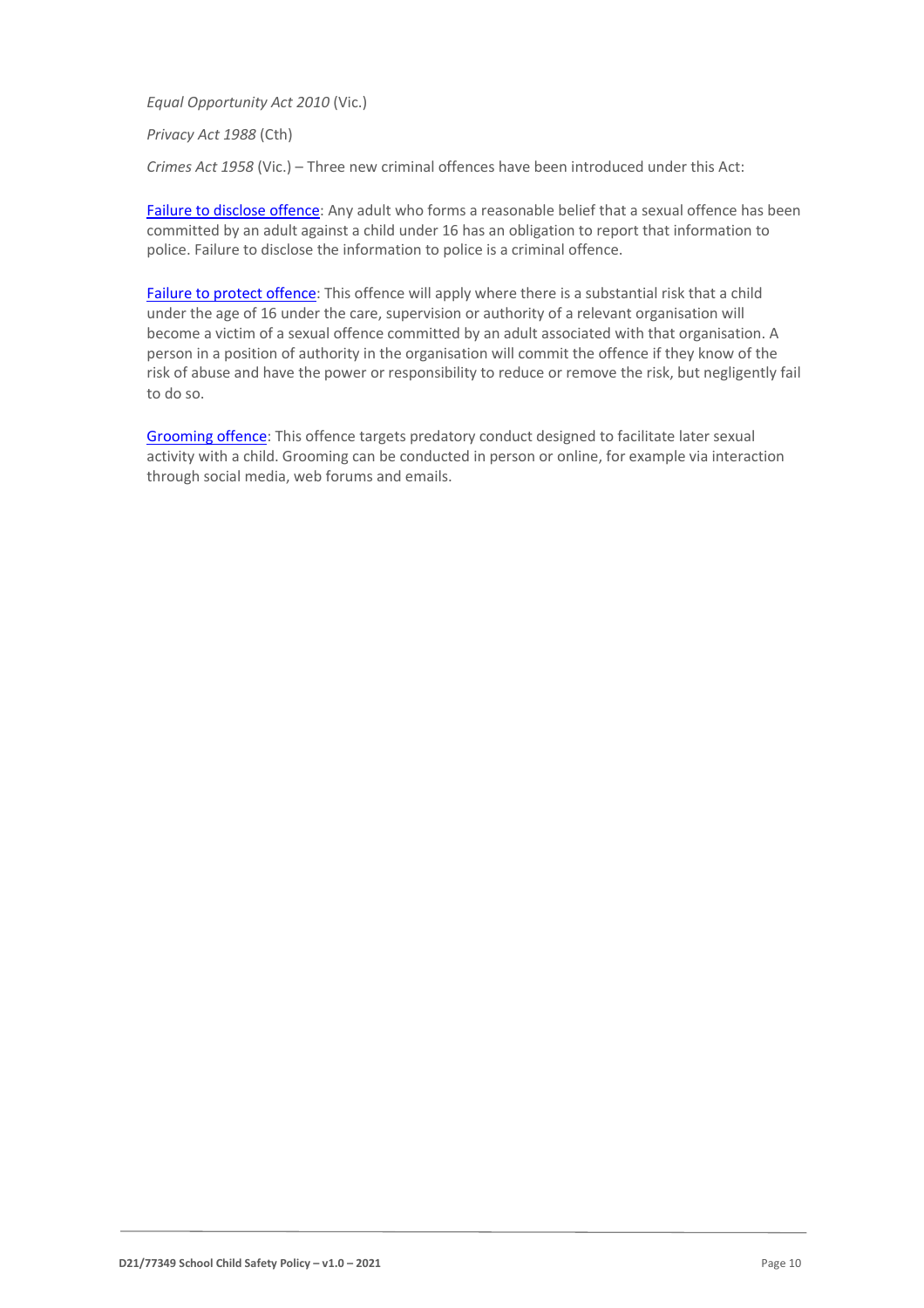*Equal Opportunity Act 2010* (Vic.)

*Privacy Act 1988* (Cth)

*Crimes Act 1958* (Vic.) – Three new criminal offences have been introduced under this Act:

Failure to disclose offence: Any adult who forms a reasonable belief that a sexual offence has been committed by an adult against a child under 16 has an obligation to report that information to police. Failure to disclose the information to police is a criminal offence.

Failure to protect offence: This offence will apply where there is a substantial risk that a child under the age of 16 under the care, supervision or authority of a relevant organisation will become a victim of a sexual offence committed by an adult associated with that organisation. A person in a position of authority in the organisation will commit the offence if they know of the risk of abuse and have the power or responsibility to reduce or remove the risk, but negligently fail to do so.

Grooming offence: This offence targets predatory conduct designed to facilitate later sexual activity with a child. Grooming can be conducted in person or online, for example via interaction through social media, web forums and emails.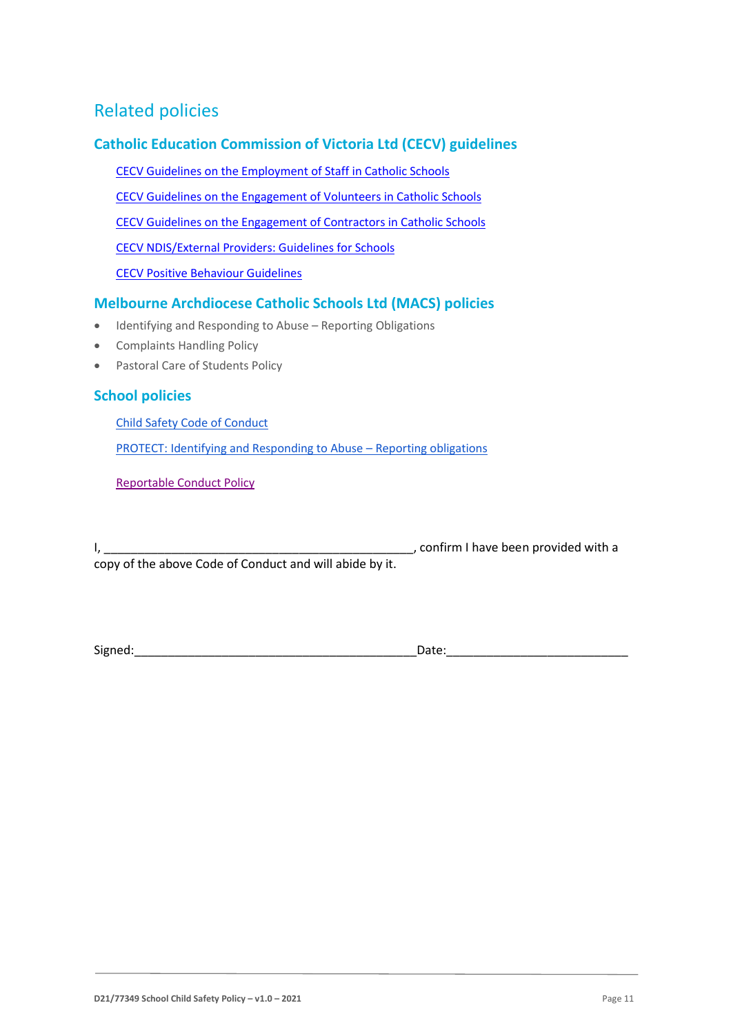## Related policies

### Catholic Education Commission of Victoria Ltd (CECV) guidelines

CECV Guidelines on the Employment of Staff in Catholic Schools

CECV Guidelines on the Engagement of Volunteers in Catholic Schools

CECV Guidelines on the Engagement of Contractors in Catholic Schools

CECV NDIS/External Providers: Guidelines for Schools

CECV Positive Behaviour Guidelines

### Melbourne Archdiocese Catholic Schools Ltd (MACS) policies

- Identifying and Responding to Abuse – Reporting Obligations
- Complaints Handling Policy
- Pastoral Care of Students Policy

### School policies

Child Safety Code of Conduct

PROTECT: Identifying and Responding to Abuse – Reporting obligations

Reportable Conduct Policy

I, _______________________________________________, confirm I have been provided with a copy of the above Code of Conduct and will abide by it.

Signed:__________________________________________Date:___________________________